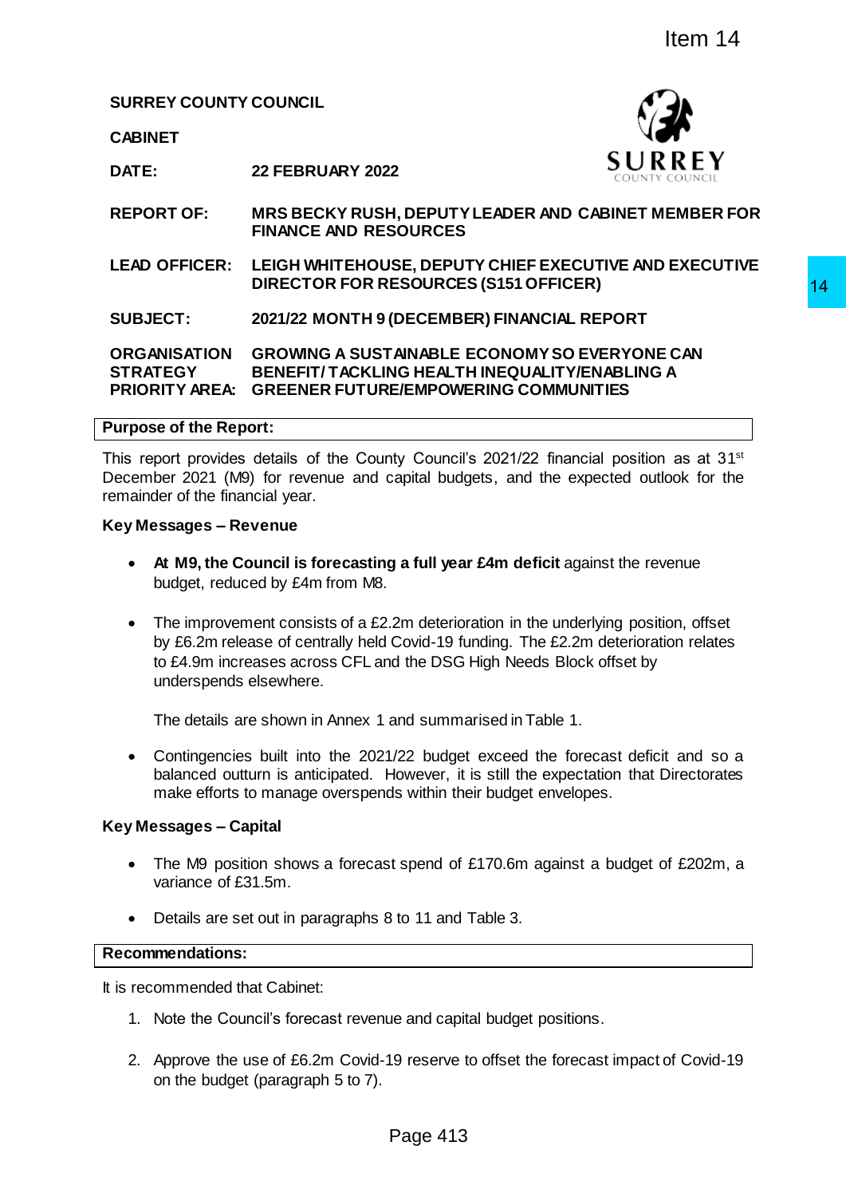Item 14

**SURREY COUNTY COUNCIL**

**CABINET**

| | |
|---|---|
| **DATE:** | **22 FEBRUARY 2022** |
| **REPORT OF:** | **MRS BECKY RUSH, DEPUTY LEADER AND CABINET MEMBER FOR FINANCE AND RESOURCES** |
| **LEAD OFFICER:** | **LEIGH WHITEHOUSE, DEPUTY CHIEF EXECUTIVE AND EXECUTIVE DIRECTOR FOR RESOURCES (S151 OFFICER)** |
| **SUBJECT:** | **2021/22 MONTH 9 (DECEMBER) FINANCIAL REPORT** |
| **ORGANISATION STRATEGY PRIORITY AREA:** | **GROWING A SUSTAINABLE ECONOMY SO EVERYONE CAN BENEFIT/ TACKLING HEALTH INEQUALITY/ENABLING A GREENER FUTURE/EMPOWERING COMMUNITIES** |

**Purpose of the Report:**

This report provides details of the County Council's 2021/22 financial position as at 31st December 2021 (M9) for revenue and capital budgets, and the expected outlook for the remainder of the financial year.

**Key Messages – Revenue**

- **At M9, the Council is forecasting a full year £4m deficit** against the revenue budget, reduced by £4m from M8.
- The improvement consists of a £2.2m deterioration in the underlying position, offset by £6.2m release of centrally held Covid-19 funding. The £2.2m deterioration relates to £4.9m increases across CFL and the DSG High Needs Block offset by underspends elsewhere.

  The details are shown in Annex 1 and summarised in Table 1.

- Contingencies built into the 2021/22 budget exceed the forecast deficit and so a balanced outturn is anticipated. However, it is still the expectation that Directorates make efforts to manage overspends within their budget envelopes.

**Key Messages – Capital**

- The M9 position shows a forecast spend of £170.6m against a budget of £202m, a variance of £31.5m.
- Details are set out in paragraphs 8 to 11 and Table 3.

**Recommendations:**

It is recommended that Cabinet:

1. Note the Council's forecast revenue and capital budget positions.
2. Approve the use of £6.2m Covid-19 reserve to offset the forecast impact of Covid-19 on the budget (paragraph 5 to 7).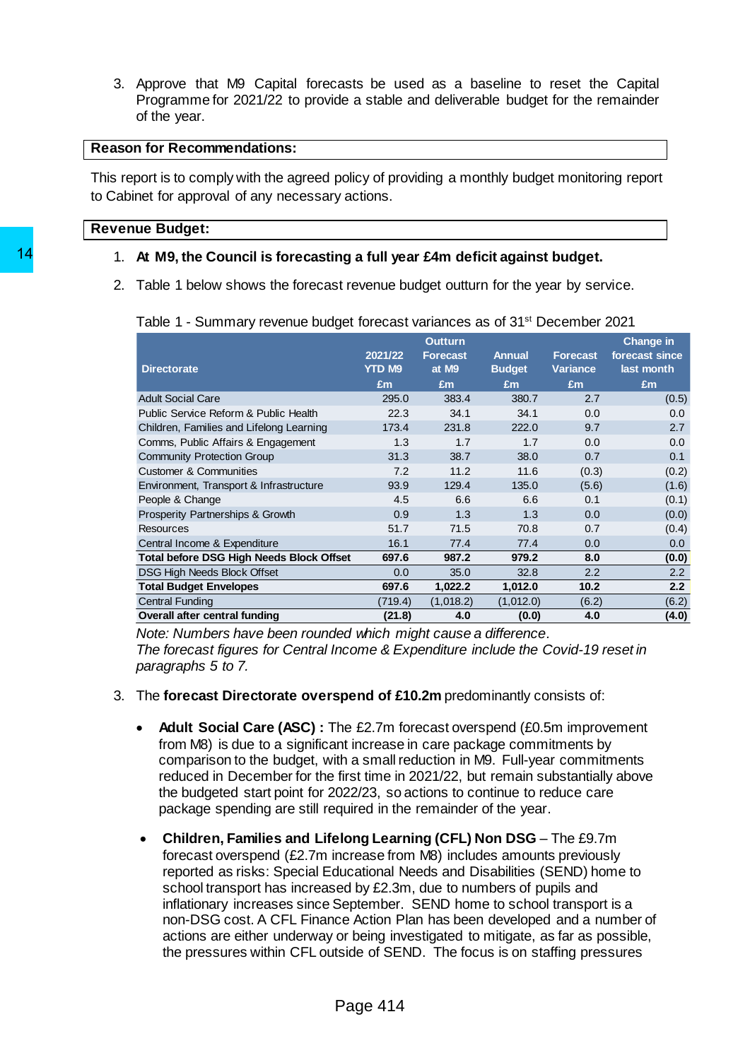3. Approve that M9 Capital forecasts be used as a baseline to reset the Capital Programme for 2021/22 to provide a stable and deliverable budget for the remainder of the year.

**Reason for Recommendations:**

This report is to comply with the agreed policy of providing a monthly budget monitoring report to Cabinet for approval of any necessary actions.

**Revenue Budget:**

1. **At M9, the Council is forecasting a full year £4m deficit against budget.**

2. Table 1 below shows the forecast revenue budget outturn for the year by service.

Table 1 - Summary revenue budget forecast variances as of 31st December 2021

| Directorate | 2021/22 YTD M9 £m | Outturn Forecast at M9 £m | Annual Budget £m | Forecast Variance £m | Change in forecast since last month £m |
|---|---|---|---|---|---|
| Adult Social Care | 295.0 | 383.4 | 380.7 | 2.7 | (0.5) |
| Public Service Reform & Public Health | 22.3 | 34.1 | 34.1 | 0.0 | 0.0 |
| Children, Families and Lifelong Learning | 173.4 | 231.8 | 222.0 | 9.7 | 2.7 |
| Comms, Public Affairs & Engagement | 1.3 | 1.7 | 1.7 | 0.0 | 0.0 |
| Community Protection Group | 31.3 | 38.7 | 38.0 | 0.7 | 0.1 |
| Customer & Communities | 7.2 | 11.2 | 11.6 | (0.3) | (0.2) |
| Environment, Transport & Infrastructure | 93.9 | 129.4 | 135.0 | (5.6) | (1.6) |
| People & Change | 4.5 | 6.6 | 6.6 | 0.1 | (0.1) |
| Prosperity Partnerships & Growth | 0.9 | 1.3 | 1.3 | 0.0 | (0.0) |
| Resources | 51.7 | 71.5 | 70.8 | 0.7 | (0.4) |
| Central Income & Expenditure | 16.1 | 77.4 | 77.4 | 0.0 | 0.0 |
| **Total before DSG High Needs Block Offset** | **697.6** | **987.2** | **979.2** | **8.0** | **(0.0)** |
| DSG High Needs Block Offset | 0.0 | 35.0 | 32.8 | 2.2 | 2.2 |
| **Total Budget Envelopes** | **697.6** | **1,022.2** | **1,012.0** | **10.2** | **2.2** |
| Central Funding | (719.4) | (1,018.2) | (1,012.0) | (6.2) | (6.2) |
| **Overall after central funding** | **(21.8)** | **4.0** | **(0.0)** | **4.0** | **(4.0)** |

*Note: Numbers have been rounded which might cause a difference.*
*The forecast figures for Central Income & Expenditure include the Covid-19 reset in paragraphs 5 to 7.*

3. The **forecast Directorate overspend of £10.2m** predominantly consists of:

   - **Adult Social Care (ASC) :** The £2.7m forecast overspend (£0.5m improvement from M8) is due to a significant increase in care package commitments by comparison to the budget, with a small reduction in M9. Full-year commitments reduced in December for the first time in 2021/22, but remain substantially above the budgeted start point for 2022/23, so actions to continue to reduce care package spending are still required in the remainder of the year.

   - **Children, Families and Lifelong Learning (CFL) Non DSG** – The £9.7m forecast overspend (£2.7m increase from M8) includes amounts previously reported as risks: Special Educational Needs and Disabilities (SEND) home to school transport has increased by £2.3m, due to numbers of pupils and inflationary increases since September. SEND home to school transport is a non-DSG cost. A CFL Finance Action Plan has been developed and a number of actions are either underway or being investigated to mitigate, as far as possible, the pressures within CFL outside of SEND. The focus is on staffing pressures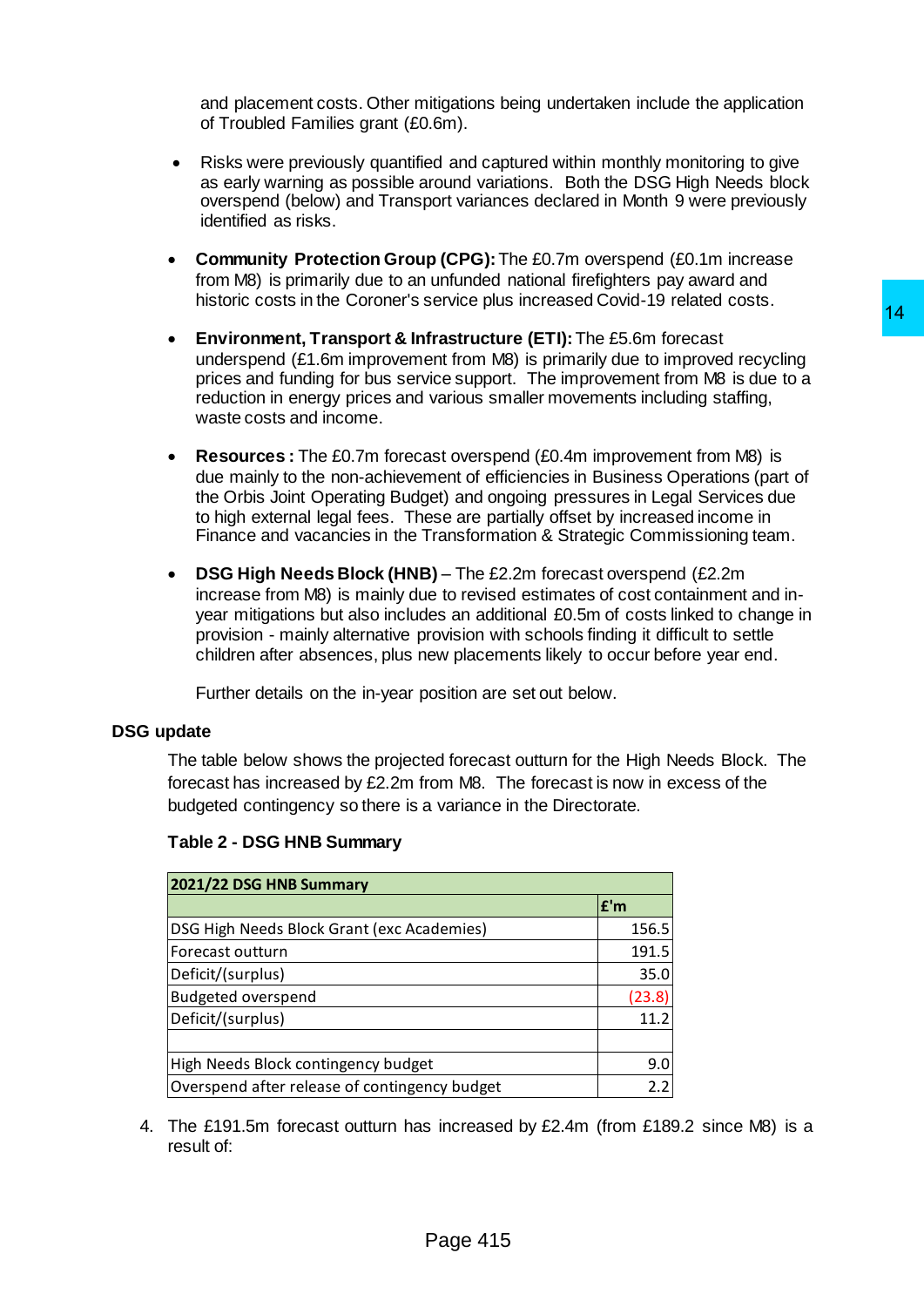and placement costs. Other mitigations being undertaken include the application of Troubled Families grant (£0.6m).

- Risks were previously quantified and captured within monthly monitoring to give as early warning as possible around variations. Both the DSG High Needs block overspend (below) and Transport variances declared in Month 9 were previously identified as risks.

- **Community Protection Group (CPG):** The £0.7m overspend (£0.1m increase from M8) is primarily due to an unfunded national firefighters pay award and historic costs in the Coroner's service plus increased Covid-19 related costs.

- **Environment, Transport & Infrastructure (ETI):** The £5.6m forecast underspend (£1.6m improvement from M8) is primarily due to improved recycling prices and funding for bus service support. The improvement from M8 is due to a reduction in energy prices and various smaller movements including staffing, waste costs and income.

- **Resources :** The £0.7m forecast overspend (£0.4m improvement from M8) is due mainly to the non-achievement of efficiencies in Business Operations (part of the Orbis Joint Operating Budget) and ongoing pressures in Legal Services due to high external legal fees. These are partially offset by increased income in Finance and vacancies in the Transformation & Strategic Commissioning team.

- **DSG High Needs Block (HNB)** – The £2.2m forecast overspend (£2.2m increase from M8) is mainly due to revised estimates of cost containment and in-year mitigations but also includes an additional £0.5m of costs linked to change in provision - mainly alternative provision with schools finding it difficult to settle children after absences, plus new placements likely to occur before year end.

  Further details on the in-year position are set out below.

**DSG update**

The table below shows the projected forecast outturn for the High Needs Block. The forecast has increased by £2.2m from M8. The forecast is now in excess of the budgeted contingency so there is a variance in the Directorate.

**Table 2 - DSG HNB Summary**

| 2021/22 DSG HNB Summary | |
|---|---|
| | £'m |
| DSG High Needs Block Grant (exc Academies) | 156.5 |
| Forecast outturn | 191.5 |
| Deficit/(surplus) | 35.0 |
| Budgeted overspend | (23.8) |
| Deficit/(surplus) | 11.2 |
| | |
| High Needs Block contingency budget | 9.0 |
| Overspend after release of contingency budget | 2.2 |

4. The £191.5m forecast outturn has increased by £2.4m (from £189.2 since M8) is a result of: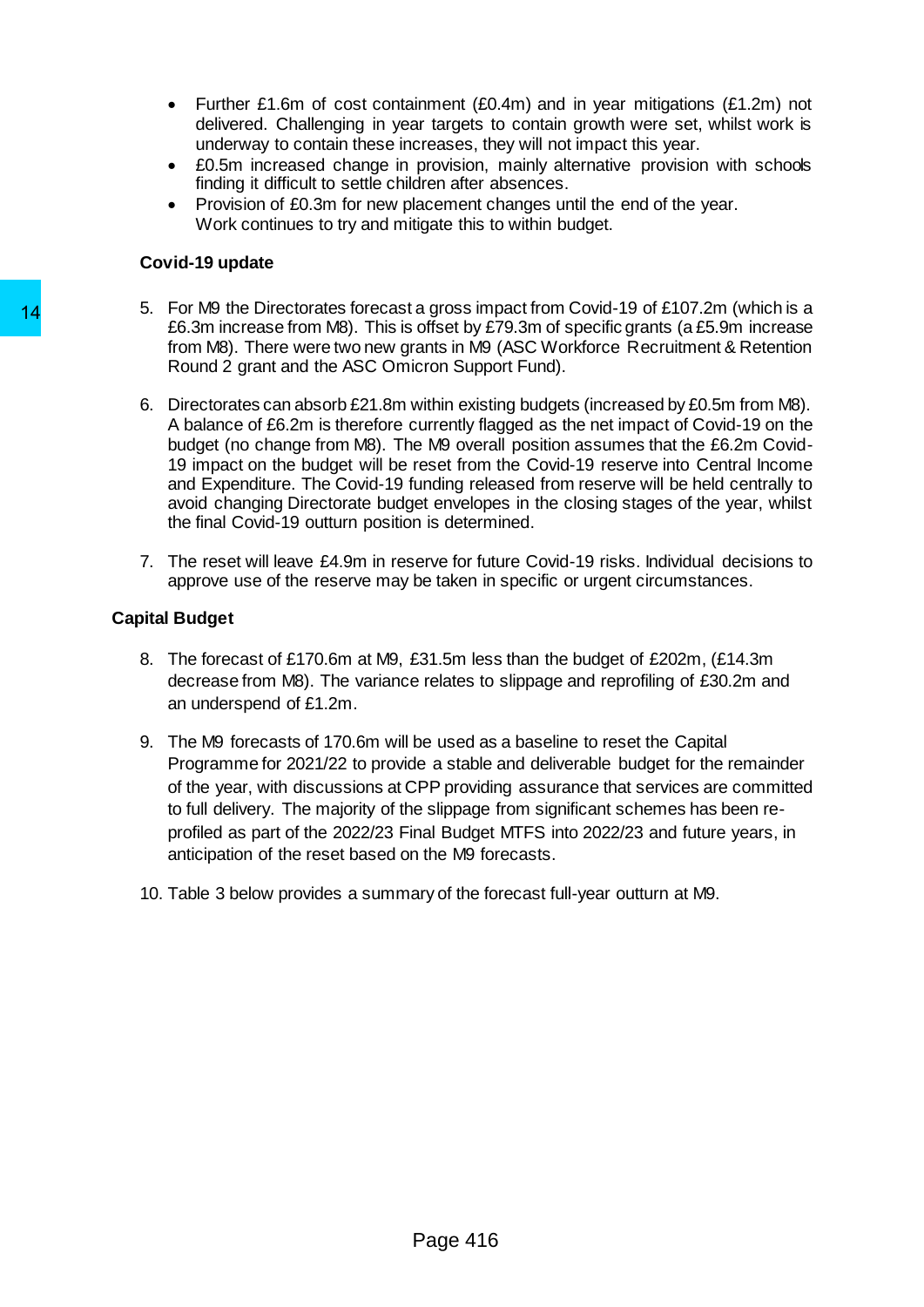- Further £1.6m of cost containment (£0.4m) and in year mitigations (£1.2m) not delivered. Challenging in year targets to contain growth were set, whilst work is underway to contain these increases, they will not impact this year.
- £0.5m increased change in provision, mainly alternative provision with schools finding it difficult to settle children after absences.
- Provision of £0.3m for new placement changes until the end of the year. Work continues to try and mitigate this to within budget.

**Covid-19 update**

5. For M9 the Directorates forecast a gross impact from Covid-19 of £107.2m (which is a £6.3m increase from M8). This is offset by £79.3m of specific grants (a £5.9m increase from M8). There were two new grants in M9 (ASC Workforce Recruitment & Retention Round 2 grant and the ASC Omicron Support Fund).

6. Directorates can absorb £21.8m within existing budgets (increased by £0.5m from M8). A balance of £6.2m is therefore currently flagged as the net impact of Covid-19 on the budget (no change from M8). The M9 overall position assumes that the £6.2m Covid-19 impact on the budget will be reset from the Covid-19 reserve into Central Income and Expenditure. The Covid-19 funding released from reserve will be held centrally to avoid changing Directorate budget envelopes in the closing stages of the year, whilst the final Covid-19 outturn position is determined.

7. The reset will leave £4.9m in reserve for future Covid-19 risks. Individual decisions to approve use of the reserve may be taken in specific or urgent circumstances.

**Capital Budget**

8. The forecast of £170.6m at M9, £31.5m less than the budget of £202m, (£14.3m decrease from M8). The variance relates to slippage and reprofiling of £30.2m and an underspend of £1.2m.

9. The M9 forecasts of 170.6m will be used as a baseline to reset the Capital Programme for 2021/22 to provide a stable and deliverable budget for the remainder of the year, with discussions at CPP providing assurance that services are committed to full delivery. The majority of the slippage from significant schemes has been re-profiled as part of the 2022/23 Final Budget MTFS into 2022/23 and future years, in anticipation of the reset based on the M9 forecasts.

10. Table 3 below provides a summary of the forecast full-year outturn at M9.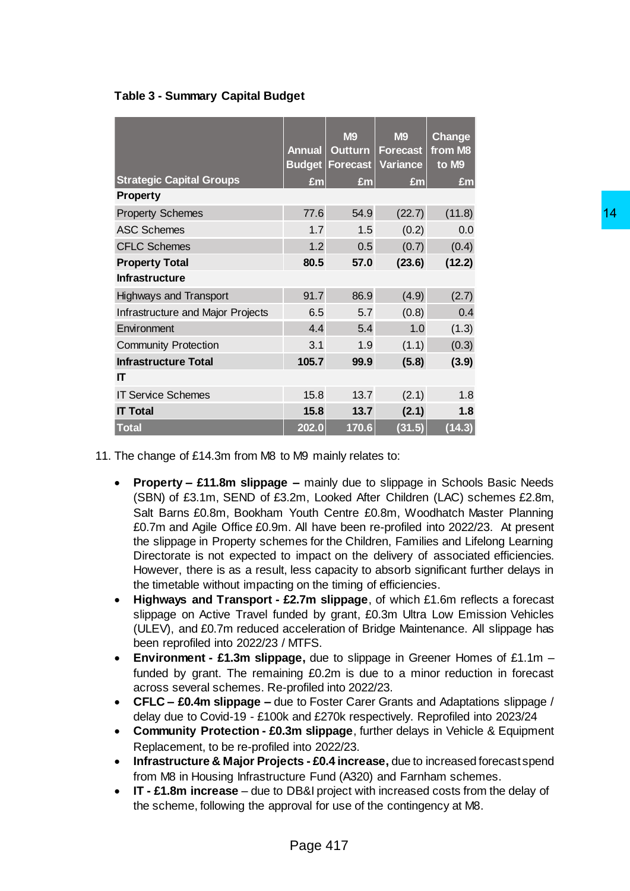**Table 3 - Summary Capital Budget**

| Strategic Capital Groups | Annual Budget £m | M9 Outturn Forecast £m | M9 Forecast Variance £m | Change from M8 to M9 £m |
|---|---|---|---|---|
| **Property** | | | | |
| Property Schemes | 77.6 | 54.9 | (22.7) | (11.8) |
| ASC Schemes | 1.7 | 1.5 | (0.2) | 0.0 |
| CFLC Schemes | 1.2 | 0.5 | (0.7) | (0.4) |
| **Property Total** | **80.5** | **57.0** | **(23.6)** | **(12.2)** |
| **Infrastructure** | | | | |
| Highways and Transport | 91.7 | 86.9 | (4.9) | (2.7) |
| Infrastructure and Major Projects | 6.5 | 5.7 | (0.8) | 0.4 |
| Environment | 4.4 | 5.4 | 1.0 | (1.3) |
| Community Protection | 3.1 | 1.9 | (1.1) | (0.3) |
| **Infrastructure Total** | **105.7** | **99.9** | **(5.8)** | **(3.9)** |
| **IT** | | | | |
| IT Service Schemes | 15.8 | 13.7 | (2.1) | 1.8 |
| **IT Total** | **15.8** | **13.7** | **(2.1)** | **1.8** |
| **Total** | **202.0** | **170.6** | **(31.5)** | **(14.3)** |

11. The change of £14.3m from M8 to M9 mainly relates to:

- **Property – £11.8m slippage –** mainly due to slippage in Schools Basic Needs (SBN) of £3.1m, SEND of £3.2m, Looked After Children (LAC) schemes £2.8m, Salt Barns £0.8m, Bookham Youth Centre £0.8m, Woodhatch Master Planning £0.7m and Agile Office £0.9m. All have been re-profiled into 2022/23. At present the slippage in Property schemes for the Children, Families and Lifelong Learning Directorate is not expected to impact on the delivery of associated efficiencies. However, there is as a result, less capacity to absorb significant further delays in the timetable without impacting on the timing of efficiencies.
- **Highways and Transport - £2.7m slippage**, of which £1.6m reflects a forecast slippage on Active Travel funded by grant, £0.3m Ultra Low Emission Vehicles (ULEV), and £0.7m reduced acceleration of Bridge Maintenance. All slippage has been reprofiled into 2022/23 / MTFS.
- **Environment - £1.3m slippage,** due to slippage in Greener Homes of £1.1m – funded by grant. The remaining £0.2m is due to a minor reduction in forecast across several schemes. Re-profiled into 2022/23.
- **CFLC – £0.4m slippage –** due to Foster Carer Grants and Adaptations slippage / delay due to Covid-19 - £100k and £270k respectively. Reprofiled into 2023/24
- **Community Protection - £0.3m slippage**, further delays in Vehicle & Equipment Replacement, to be re-profiled into 2022/23.
- **Infrastructure & Major Projects - £0.4 increase,** due to increased forecast spend from M8 in Housing Infrastructure Fund (A320) and Farnham schemes.
- **IT - £1.8m increase** – due to DB&I project with increased costs from the delay of the scheme, following the approval for use of the contingency at M8.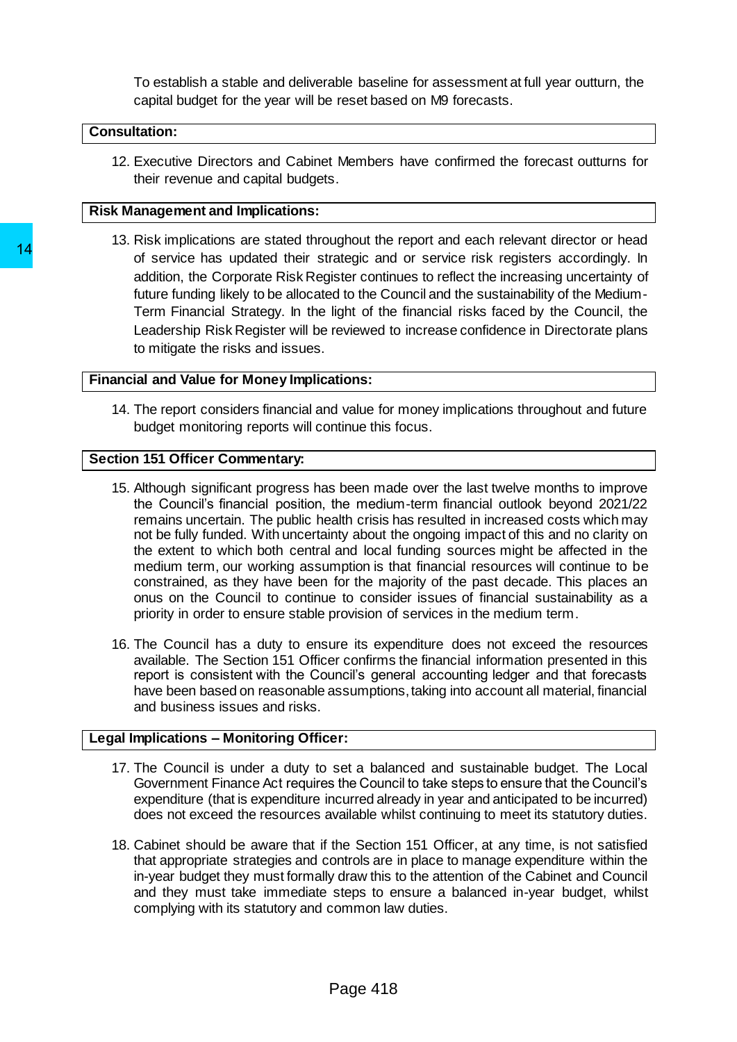To establish a stable and deliverable baseline for assessment at full year outturn, the capital budget for the year will be reset based on M9 forecasts.

## Consultation:

12. Executive Directors and Cabinet Members have confirmed the forecast outturns for their revenue and capital budgets.

## Risk Management and Implications:

13. Risk implications are stated throughout the report and each relevant director or head of service has updated their strategic and or service risk registers accordingly. In addition, the Corporate Risk Register continues to reflect the increasing uncertainty of future funding likely to be allocated to the Council and the sustainability of the Medium-Term Financial Strategy. In the light of the financial risks faced by the Council, the Leadership Risk Register will be reviewed to increase confidence in Directorate plans to mitigate the risks and issues.

## Financial and Value for Money Implications:

14. The report considers financial and value for money implications throughout and future budget monitoring reports will continue this focus.

## Section 151 Officer Commentary:

15. Although significant progress has been made over the last twelve months to improve the Council's financial position, the medium-term financial outlook beyond 2021/22 remains uncertain. The public health crisis has resulted in increased costs which may not be fully funded. With uncertainty about the ongoing impact of this and no clarity on the extent to which both central and local funding sources might be affected in the medium term, our working assumption is that financial resources will continue to be constrained, as they have been for the majority of the past decade. This places an onus on the Council to continue to consider issues of financial sustainability as a priority in order to ensure stable provision of services in the medium term.

16. The Council has a duty to ensure its expenditure does not exceed the resources available. The Section 151 Officer confirms the financial information presented in this report is consistent with the Council's general accounting ledger and that forecasts have been based on reasonable assumptions, taking into account all material, financial and business issues and risks.

## Legal Implications – Monitoring Officer:

17. The Council is under a duty to set a balanced and sustainable budget. The Local Government Finance Act requires the Council to take steps to ensure that the Council's expenditure (that is expenditure incurred already in year and anticipated to be incurred) does not exceed the resources available whilst continuing to meet its statutory duties.

18. Cabinet should be aware that if the Section 151 Officer, at any time, is not satisfied that appropriate strategies and controls are in place to manage expenditure within the in-year budget they must formally draw this to the attention of the Cabinet and Council and they must take immediate steps to ensure a balanced in-year budget, whilst complying with its statutory and common law duties.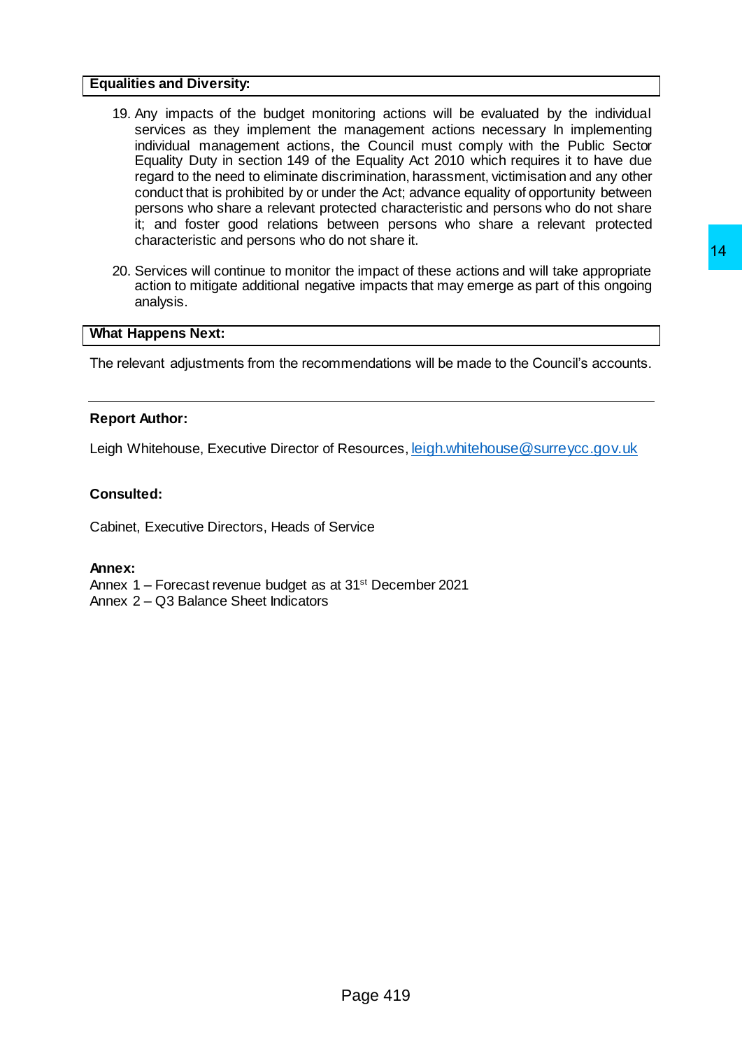**Equalities and Diversity:**

19. Any impacts of the budget monitoring actions will be evaluated by the individual services as they implement the management actions necessary In implementing individual management actions, the Council must comply with the Public Sector Equality Duty in section 149 of the Equality Act 2010 which requires it to have due regard to the need to eliminate discrimination, harassment, victimisation and any other conduct that is prohibited by or under the Act; advance equality of opportunity between persons who share a relevant protected characteristic and persons who do not share it; and foster good relations between persons who share a relevant protected characteristic and persons who do not share it.

20. Services will continue to monitor the impact of these actions and will take appropriate action to mitigate additional negative impacts that may emerge as part of this ongoing analysis.

**What Happens Next:**

The relevant adjustments from the recommendations will be made to the Council's accounts.

---

**Report Author:**

Leigh Whitehouse, Executive Director of Resources, leigh.whitehouse@surreycc.gov.uk

**Consulted:**

Cabinet, Executive Directors, Heads of Service

**Annex:**

Annex 1 – Forecast revenue budget as at 31st December 2021
Annex 2 – Q3 Balance Sheet Indicators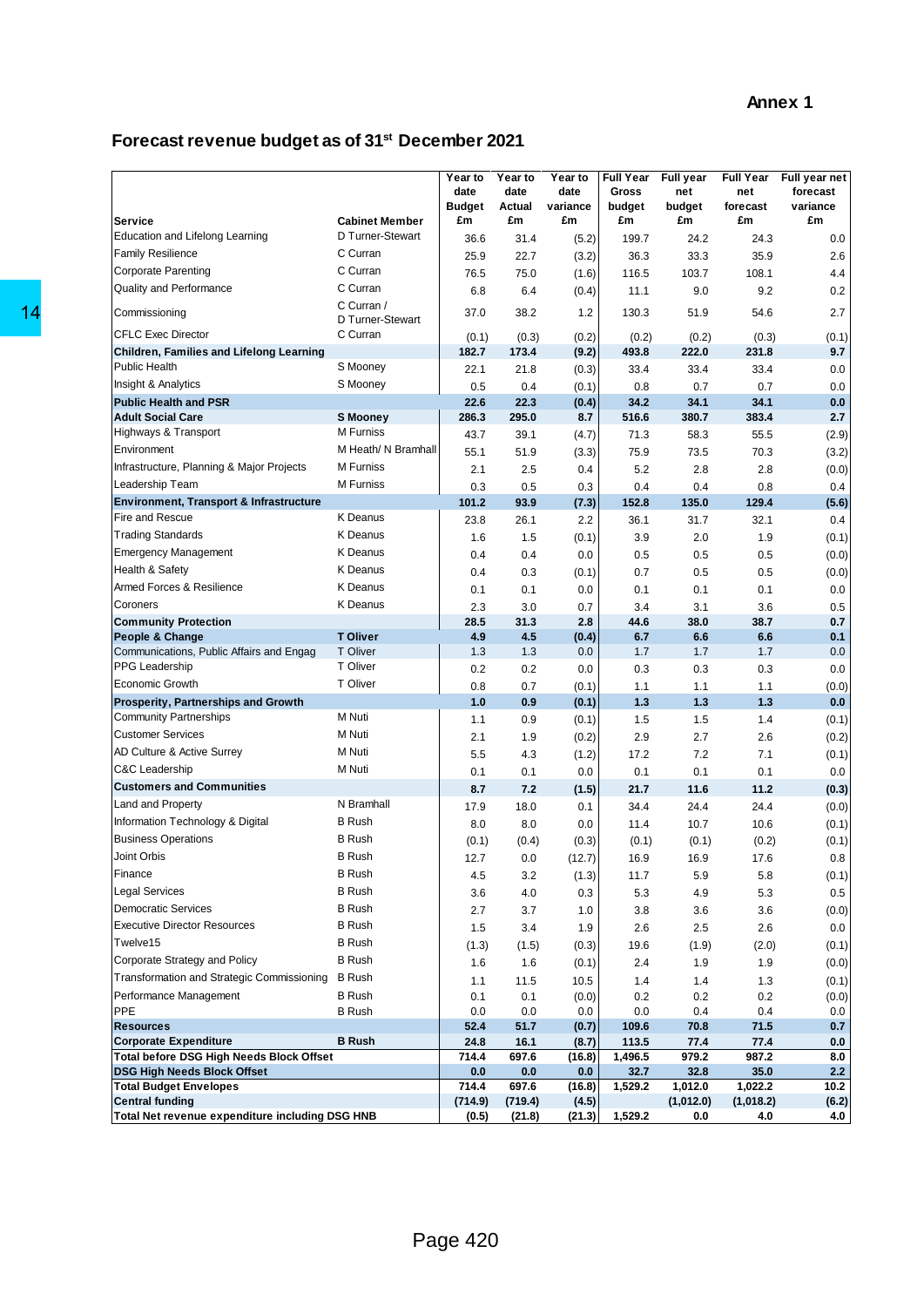**Annex 1**

## Forecast revenue budget as of 31st December 2021

| Service | Cabinet Member | Year to date Budget £m | Year to date Actual £m | Year to date variance £m | Full Year Gross budget £m | Full year net budget £m | Full Year net forecast £m | Full year net forecast variance £m |
|---|---|---|---|---|---|---|---|---|
| Education and Lifelong Learning | D Turner-Stewart | 36.6 | 31.4 | (5.2) | 199.7 | 24.2 | 24.3 | 0.0 |
| Family Resilience | C Curran | 25.9 | 22.7 | (3.2) | 36.3 | 33.3 | 35.9 | 2.6 |
| Corporate Parenting | C Curran | 76.5 | 75.0 | (1.6) | 116.5 | 103.7 | 108.1 | 4.4 |
| Quality and Performance | C Curran | 6.8 | 6.4 | (0.4) | 11.1 | 9.0 | 9.2 | 0.2 |
| Commissioning | C Curran / D Turner-Stewart | 37.0 | 38.2 | 1.2 | 130.3 | 51.9 | 54.6 | 2.7 |
| CFLC Exec Director | C Curran | (0.1) | (0.3) | (0.2) | (0.2) | (0.2) | (0.3) | (0.1) |
| **Children, Families and Lifelong Learning** | | **182.7** | **173.4** | **(9.2)** | **493.8** | **222.0** | **231.8** | **9.7** |
| Public Health | S Mooney | 22.1 | 21.8 | (0.3) | 33.4 | 33.4 | 33.4 | 0.0 |
| Insight & Analytics | S Mooney | 0.5 | 0.4 | (0.1) | 0.8 | 0.7 | 0.7 | 0.0 |
| **Public Health and PSR** | | **22.6** | **22.3** | **(0.4)** | **34.2** | **34.1** | **34.1** | **0.0** |
| **Adult Social Care** | **S Mooney** | **286.3** | **295.0** | **8.7** | **516.6** | **380.7** | **383.4** | **2.7** |
| Highways & Transport | M Furniss | 43.7 | 39.1 | (4.7) | 71.3 | 58.3 | 55.5 | (2.9) |
| Environment | M Heath/ N Bramhall | 55.1 | 51.9 | (3.3) | 75.9 | 73.5 | 70.3 | (3.2) |
| Infrastructure, Planning & Major Projects | M Furniss | 2.1 | 2.5 | 0.4 | 5.2 | 2.8 | 2.8 | (0.0) |
| Leadership Team | M Furniss | 0.3 | 0.5 | 0.3 | 0.4 | 0.4 | 0.8 | 0.4 |
| **Environment, Transport & Infrastructure** | | **101.2** | **93.9** | **(7.3)** | **152.8** | **135.0** | **129.4** | **(5.6)** |
| Fire and Rescue | K Deanus | 23.8 | 26.1 | 2.2 | 36.1 | 31.7 | 32.1 | 0.4 |
| Trading Standards | K Deanus | 1.6 | 1.5 | (0.1) | 3.9 | 2.0 | 1.9 | (0.1) |
| Emergency Management | K Deanus | 0.4 | 0.4 | 0.0 | 0.5 | 0.5 | 0.5 | (0.0) |
| Health & Safety | K Deanus | 0.4 | 0.3 | (0.1) | 0.7 | 0.5 | 0.5 | (0.0) |
| Armed Forces & Resilience | K Deanus | 0.1 | 0.1 | 0.0 | 0.1 | 0.1 | 0.1 | 0.0 |
| Coroners | K Deanus | 2.3 | 3.0 | 0.7 | 3.4 | 3.1 | 3.6 | 0.5 |
| **Community Protection** | | **28.5** | **31.3** | **2.8** | **44.6** | **38.0** | **38.7** | **0.7** |
| **People & Change** | **T Oliver** | **4.9** | **4.5** | **(0.4)** | **6.7** | **6.6** | **6.6** | **0.1** |
| Communications, Public Affairs and Engag | T Oliver | 1.3 | 1.3 | 0.0 | 1.7 | 1.7 | 1.7 | 0.0 |
| PPG Leadership | T Oliver | 0.2 | 0.2 | 0.0 | 0.3 | 0.3 | 0.3 | 0.0 |
| Economic Growth | T Oliver | 0.8 | 0.7 | (0.1) | 1.1 | 1.1 | 1.1 | (0.0) |
| **Prosperity, Partnerships and Growth** | | **1.0** | **0.9** | **(0.1)** | **1.3** | **1.3** | **1.3** | **0.0** |
| Community Partnerships | M Nuti | 1.1 | 0.9 | (0.1) | 1.5 | 1.5 | 1.4 | (0.1) |
| Customer Services | M Nuti | 2.1 | 1.9 | (0.2) | 2.9 | 2.7 | 2.6 | (0.2) |
| AD Culture & Active Surrey | M Nuti | 5.5 | 4.3 | (1.2) | 17.2 | 7.2 | 7.1 | (0.1) |
| C&C Leadership | M Nuti | 0.1 | 0.1 | 0.0 | 0.1 | 0.1 | 0.1 | 0.0 |
| **Customers and Communities** | | **8.7** | **7.2** | **(1.5)** | **21.7** | **11.6** | **11.2** | **(0.3)** |
| Land and Property | N Bramhall | 17.9 | 18.0 | 0.1 | 34.4 | 24.4 | 24.4 | (0.0) |
| Information Technology & Digital | B Rush | 8.0 | 8.0 | 0.0 | 11.4 | 10.7 | 10.6 | (0.1) |
| Business Operations | B Rush | (0.1) | (0.4) | (0.3) | (0.1) | (0.1) | (0.2) | (0.1) |
| Joint Orbis | B Rush | 12.7 | 0.0 | (12.7) | 16.9 | 16.9 | 17.6 | 0.8 |
| Finance | B Rush | 4.5 | 3.2 | (1.3) | 11.7 | 5.9 | 5.8 | (0.1) |
| Legal Services | B Rush | 3.6 | 4.0 | 0.3 | 5.3 | 4.9 | 5.3 | 0.5 |
| Democratic Services | B Rush | 2.7 | 3.7 | 1.0 | 3.8 | 3.6 | 3.6 | (0.0) |
| Executive Director Resources | B Rush | 1.5 | 3.4 | 1.9 | 2.6 | 2.5 | 2.6 | 0.0 |
| Twelve15 | B Rush | (1.3) | (1.5) | (0.3) | 19.6 | (1.9) | (2.0) | (0.1) |
| Corporate Strategy and Policy | B Rush | 1.6 | 1.6 | (0.1) | 2.4 | 1.9 | 1.9 | (0.0) |
| Transformation and Strategic Commissioning | B Rush | 1.1 | 11.5 | 10.5 | 1.4 | 1.4 | 1.3 | (0.1) |
| Performance Management | B Rush | 0.1 | 0.1 | (0.0) | 0.2 | 0.2 | 0.2 | (0.0) |
| PPE | B Rush | 0.0 | 0.0 | 0.0 | 0.0 | 0.0 | 0.4 | 0.0 |
| **Resources** | | **52.4** | **51.7** | **(0.7)** | **109.6** | **70.8** | **71.5** | **0.7** |
| **Corporate Expenditure** | **B Rush** | **24.8** | **16.1** | **(8.7)** | **113.5** | **77.4** | **77.4** | **0.0** |
| **Total before DSG High Needs Block Offset** | | **714.4** | **697.6** | **(16.8)** | **1,496.5** | **979.2** | **987.2** | **8.0** |
| **DSG High Needs Block Offset** | | **0.0** | **0.0** | **0.0** | **32.7** | **32.8** | **35.0** | **2.2** |
| **Total Budget Envelopes** | | **714.4** | **697.6** | **(16.8)** | **1,529.2** | **1,012.0** | **1,022.2** | **10.2** |
| **Central funding** | | **(714.9)** | **(719.4)** | **(4.5)** | | **(1,012.0)** | **(1,018.2)** | **(6.2)** |
| **Total Net revenue expenditure including DSG HNB** | | **(0.5)** | **(21.8)** | **(21.3)** | **1,529.2** | **0.0** | **4.0** | **4.0** |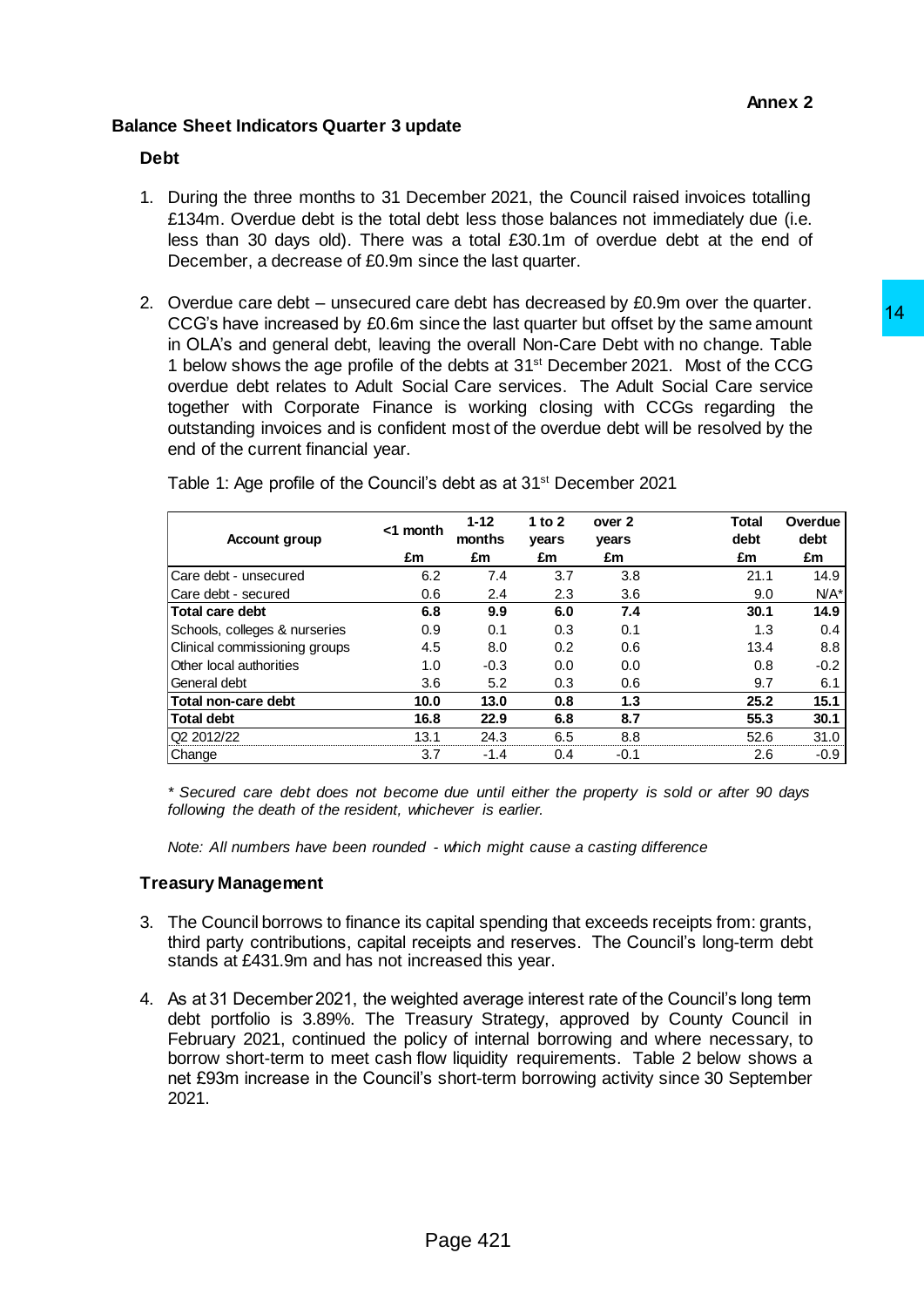**Annex 2**

**Balance Sheet Indicators Quarter 3 update**

### Debt

1. During the three months to 31 December 2021, the Council raised invoices totalling £134m. Overdue debt is the total debt less those balances not immediately due (i.e. less than 30 days old). There was a total £30.1m of overdue debt at the end of December, a decrease of £0.9m since the last quarter.

2. Overdue care debt – unsecured care debt has decreased by £0.9m over the quarter. CCG's have increased by £0.6m since the last quarter but offset by the same amount in OLA's and general debt, leaving the overall Non-Care Debt with no change. Table 1 below shows the age profile of the debts at 31st December 2021. Most of the CCG overdue debt relates to Adult Social Care services. The Adult Social Care service together with Corporate Finance is working closing with CCGs regarding the outstanding invoices and is confident most of the overdue debt will be resolved by the end of the current financial year.

Table 1: Age profile of the Council's debt as at 31st December 2021

| Account group | <1 month | 1-12 months | 1 to 2 years | over 2 years | Total debt | Overdue debt |
|---|---|---|---|---|---|---|
| | £m | £m | £m | £m | £m | £m |
| Care debt - unsecured | 6.2 | 7.4 | 3.7 | 3.8 | 21.1 | 14.9 |
| Care debt - secured | 0.6 | 2.4 | 2.3 | 3.6 | 9.0 | N/A* |
| **Total care debt** | **6.8** | **9.9** | **6.0** | **7.4** | **30.1** | **14.9** |
| Schools, colleges & nurseries | 0.9 | 0.1 | 0.3 | 0.1 | 1.3 | 0.4 |
| Clinical commissioning groups | 4.5 | 8.0 | 0.2 | 0.6 | 13.4 | 8.8 |
| Other local authorities | 1.0 | -0.3 | 0.0 | 0.0 | 0.8 | -0.2 |
| General debt | 3.6 | 5.2 | 0.3 | 0.6 | 9.7 | 6.1 |
| **Total non-care debt** | **10.0** | **13.0** | **0.8** | **1.3** | **25.2** | **15.1** |
| **Total debt** | **16.8** | **22.9** | **6.8** | **8.7** | **55.3** | **30.1** |
| Q2 2012/22 | 13.1 | 24.3 | 6.5 | 8.8 | 52.6 | 31.0 |
| Change | 3.7 | -1.4 | 0.4 | -0.1 | 2.6 | -0.9 |

*\* Secured care debt does not become due until either the property is sold or after 90 days following the death of the resident, whichever is earlier.*

*Note: All numbers have been rounded - which might cause a casting difference*

### Treasury Management

3. The Council borrows to finance its capital spending that exceeds receipts from: grants, third party contributions, capital receipts and reserves. The Council's long-term debt stands at £431.9m and has not increased this year.

4. As at 31 December 2021, the weighted average interest rate of the Council's long term debt portfolio is 3.89%. The Treasury Strategy, approved by County Council in February 2021, continued the policy of internal borrowing and where necessary, to borrow short-term to meet cash flow liquidity requirements. Table 2 below shows a net £93m increase in the Council's short-term borrowing activity since 30 September 2021.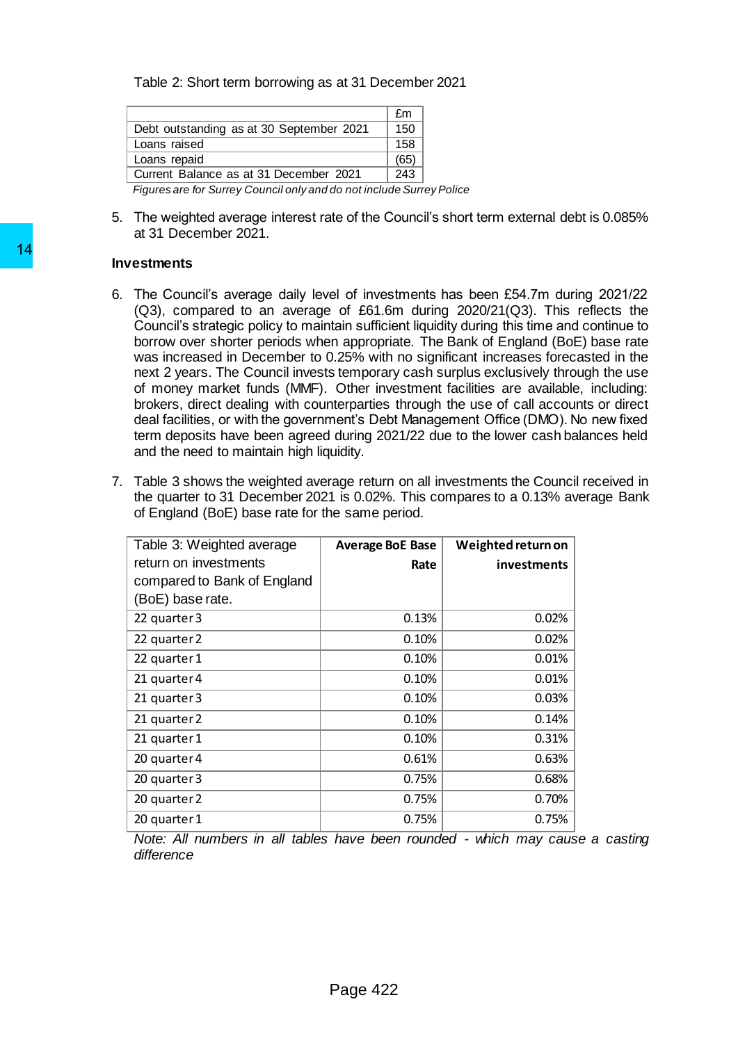Table 2: Short term borrowing as at 31 December 2021

| | £m |
|---|---|
| Debt outstanding as at 30 September 2021 | 150 |
| Loans raised | 158 |
| Loans repaid | (65) |
| Current Balance as at 31 December 2021 | 243 |

*Figures are for Surrey Council only and do not include Surrey Police*

5. The weighted average interest rate of the Council's short term external debt is 0.085% at 31 December 2021.

**Investments**

6. The Council's average daily level of investments has been £54.7m during 2021/22 (Q3), compared to an average of £61.6m during 2020/21(Q3). This reflects the Council's strategic policy to maintain sufficient liquidity during this time and continue to borrow over shorter periods when appropriate. The Bank of England (BoE) base rate was increased in December to 0.25% with no significant increases forecasted in the next 2 years. The Council invests temporary cash surplus exclusively through the use of money market funds (MMF). Other investment facilities are available, including: brokers, direct dealing with counterparties through the use of call accounts or direct deal facilities, or with the government's Debt Management Office (DMO). No new fixed term deposits have been agreed during 2021/22 due to the lower cash balances held and the need to maintain high liquidity.

7. Table 3 shows the weighted average return on all investments the Council received in the quarter to 31 December 2021 is 0.02%. This compares to a 0.13% average Bank of England (BoE) base rate for the same period.

| Table 3: Weighted average return on investments compared to Bank of England (BoE) base rate. | **Average BoE Base Rate** | **Weighted return on investments** |
|---|---|---|
| 22 quarter 3 | 0.13% | 0.02% |
| 22 quarter 2 | 0.10% | 0.02% |
| 22 quarter 1 | 0.10% | 0.01% |
| 21 quarter 4 | 0.10% | 0.01% |
| 21 quarter 3 | 0.10% | 0.03% |
| 21 quarter 2 | 0.10% | 0.14% |
| 21 quarter 1 | 0.10% | 0.31% |
| 20 quarter 4 | 0.61% | 0.63% |
| 20 quarter 3 | 0.75% | 0.68% |
| 20 quarter 2 | 0.75% | 0.70% |
| 20 quarter 1 | 0.75% | 0.75% |

*Note: All numbers in all tables have been rounded - which may cause a casting difference*